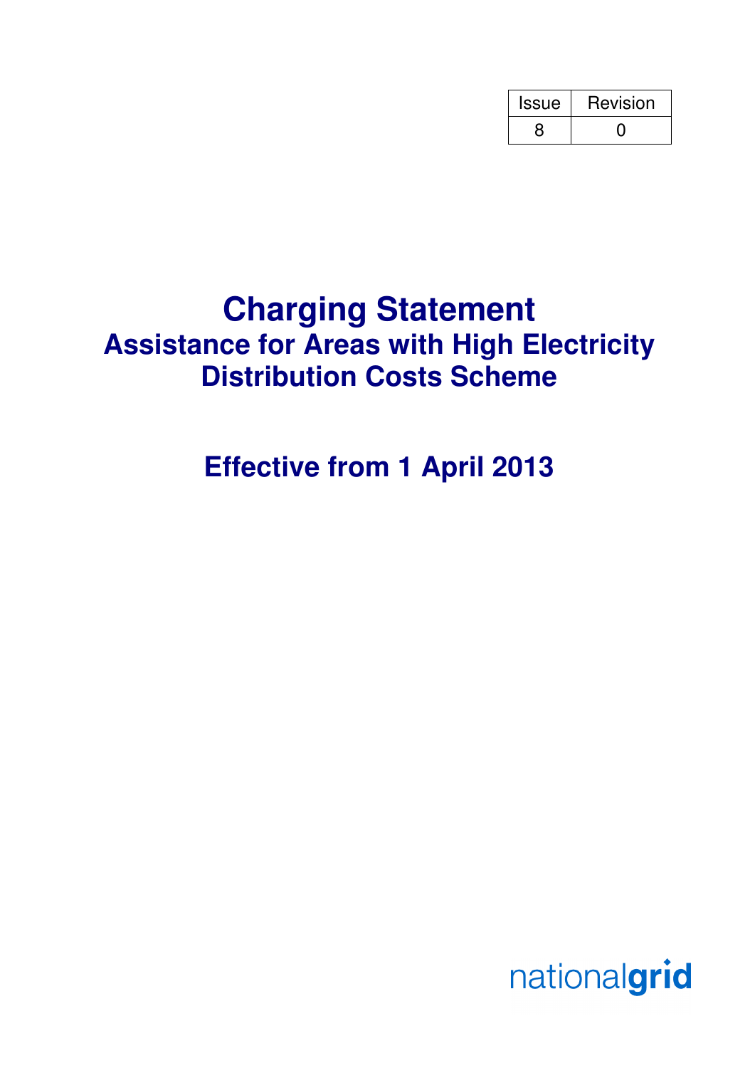| Issue | Revision |
| --- | --- |
| 8 | 0 |

# Charging Statement

## Assistance for Areas with High Electricity Distribution Costs Scheme

## Effective from 1 April 2013

nationalgrid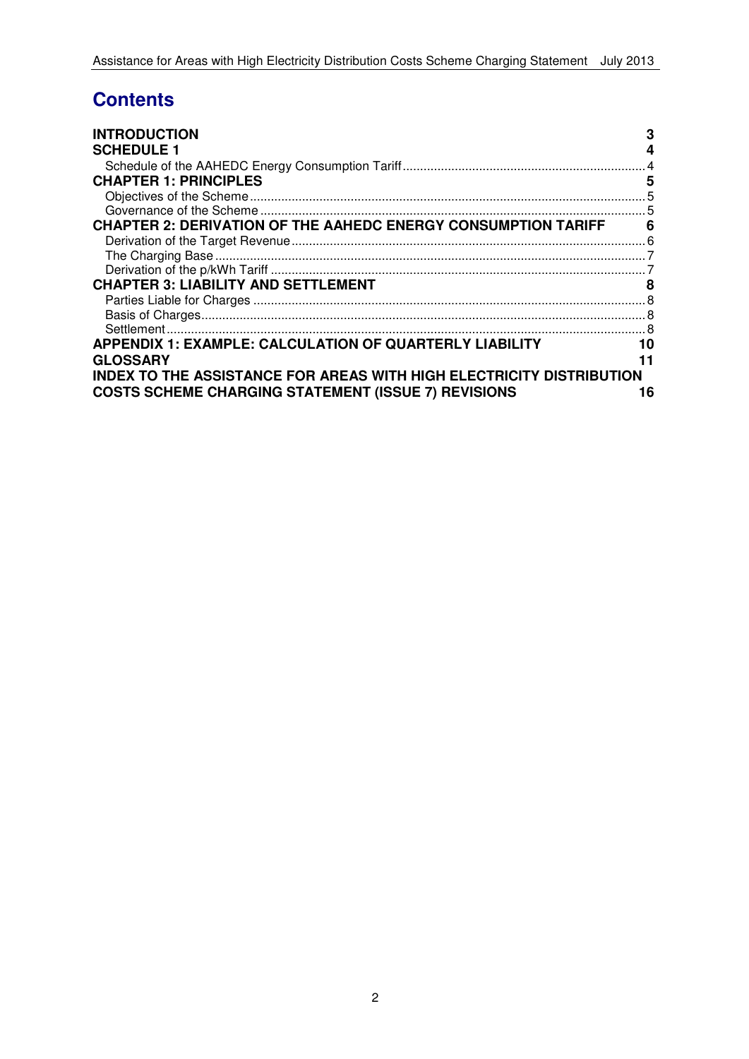# Contents

| | |
|---|---|
| **INTRODUCTION** | **3** |
| **SCHEDULE 1** | **4** |
| Schedule of the AAHEDC Energy Consumption Tariff | 4 |
| **CHAPTER 1: PRINCIPLES** | **5** |
| Objectives of the Scheme | 5 |
| Governance of the Scheme | 5 |
| **CHAPTER 2: DERIVATION OF THE AAHEDC ENERGY CONSUMPTION TARIFF** | **6** |
| Derivation of the Target Revenue | 6 |
| The Charging Base | 7 |
| Derivation of the p/kWh Tariff | 7 |
| **CHAPTER 3: LIABILITY AND SETTLEMENT** | **8** |
| Parties Liable for Charges | 8 |
| Basis of Charges | 8 |
| Settlement | 8 |
| **APPENDIX 1: EXAMPLE: CALCULATION OF QUARTERLY LIABILITY** | **10** |
| **GLOSSARY** | **11** |
| **INDEX TO THE ASSISTANCE FOR AREAS WITH HIGH ELECTRICITY DISTRIBUTION COSTS SCHEME CHARGING STATEMENT (ISSUE 7) REVISIONS** | **16** |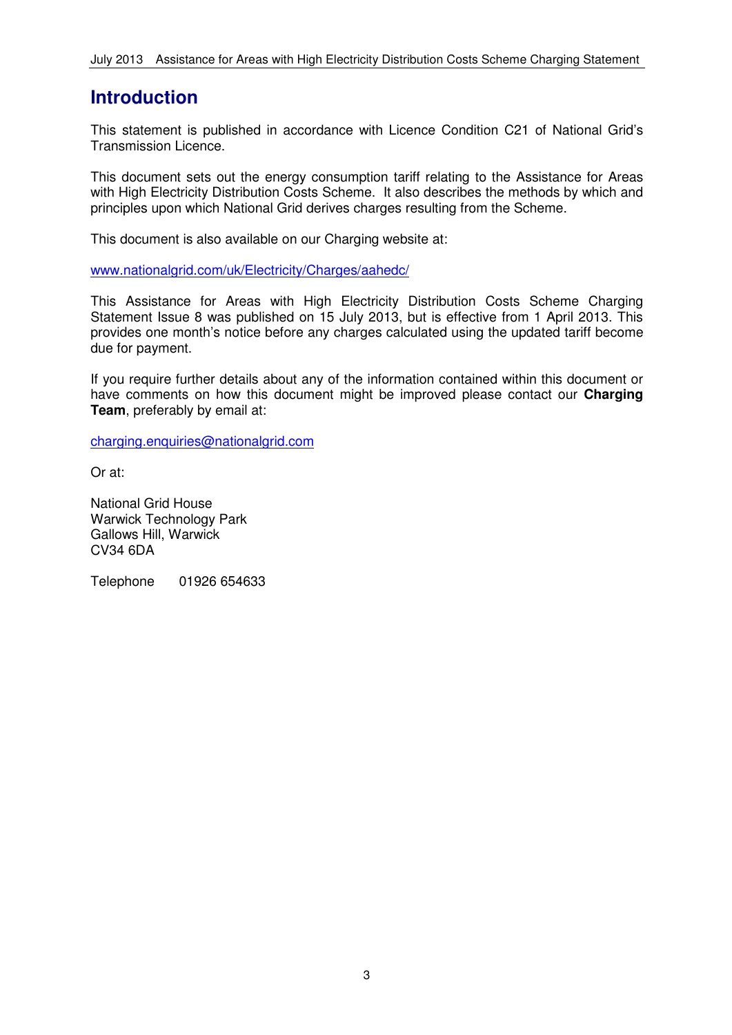## Introduction

This statement is published in accordance with Licence Condition C21 of National Grid's Transmission Licence.

This document sets out the energy consumption tariff relating to the Assistance for Areas with High Electricity Distribution Costs Scheme. It also describes the methods by which and principles upon which National Grid derives charges resulting from the Scheme.

This document is also available on our Charging website at:

www.nationalgrid.com/uk/Electricity/Charges/aahedc/

This Assistance for Areas with High Electricity Distribution Costs Scheme Charging Statement Issue 8 was published on 15 July 2013, but is effective from 1 April 2013. This provides one month's notice before any charges calculated using the updated tariff become due for payment.

If you require further details about any of the information contained within this document or have comments on how this document might be improved please contact our **Charging Team**, preferably by email at:

charging.enquiries@nationalgrid.com

Or at:

National Grid House
Warwick Technology Park
Gallows Hill, Warwick
CV34 6DA

Telephone 01926 654633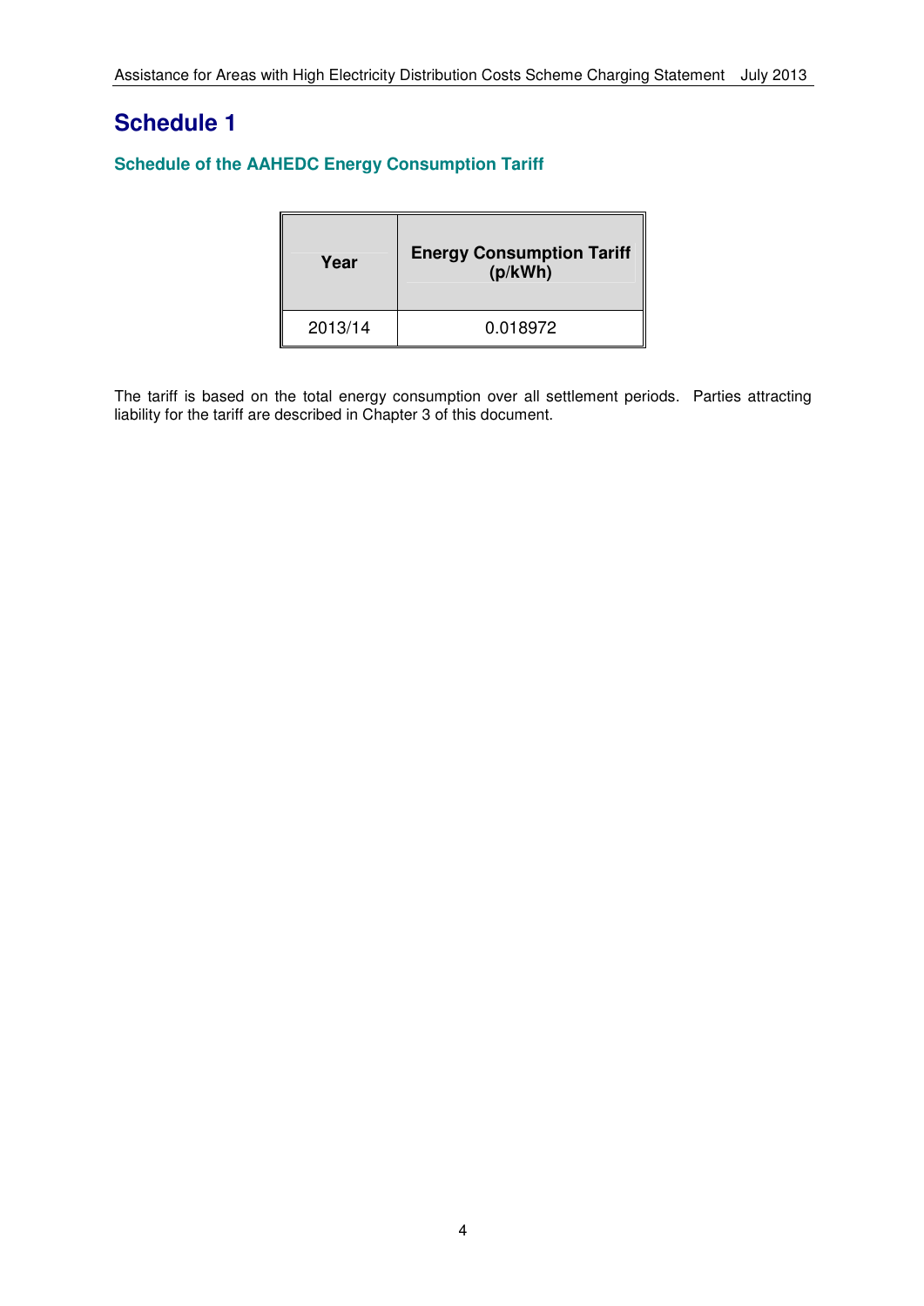# Schedule 1

### Schedule of the AAHEDC Energy Consumption Tariff

| Year | Energy Consumption Tariff (p/kWh) |
|---|---|
| 2013/14 | 0.018972 |

The tariff is based on the total energy consumption over all settlement periods. Parties attracting liability for the tariff are described in Chapter 3 of this document.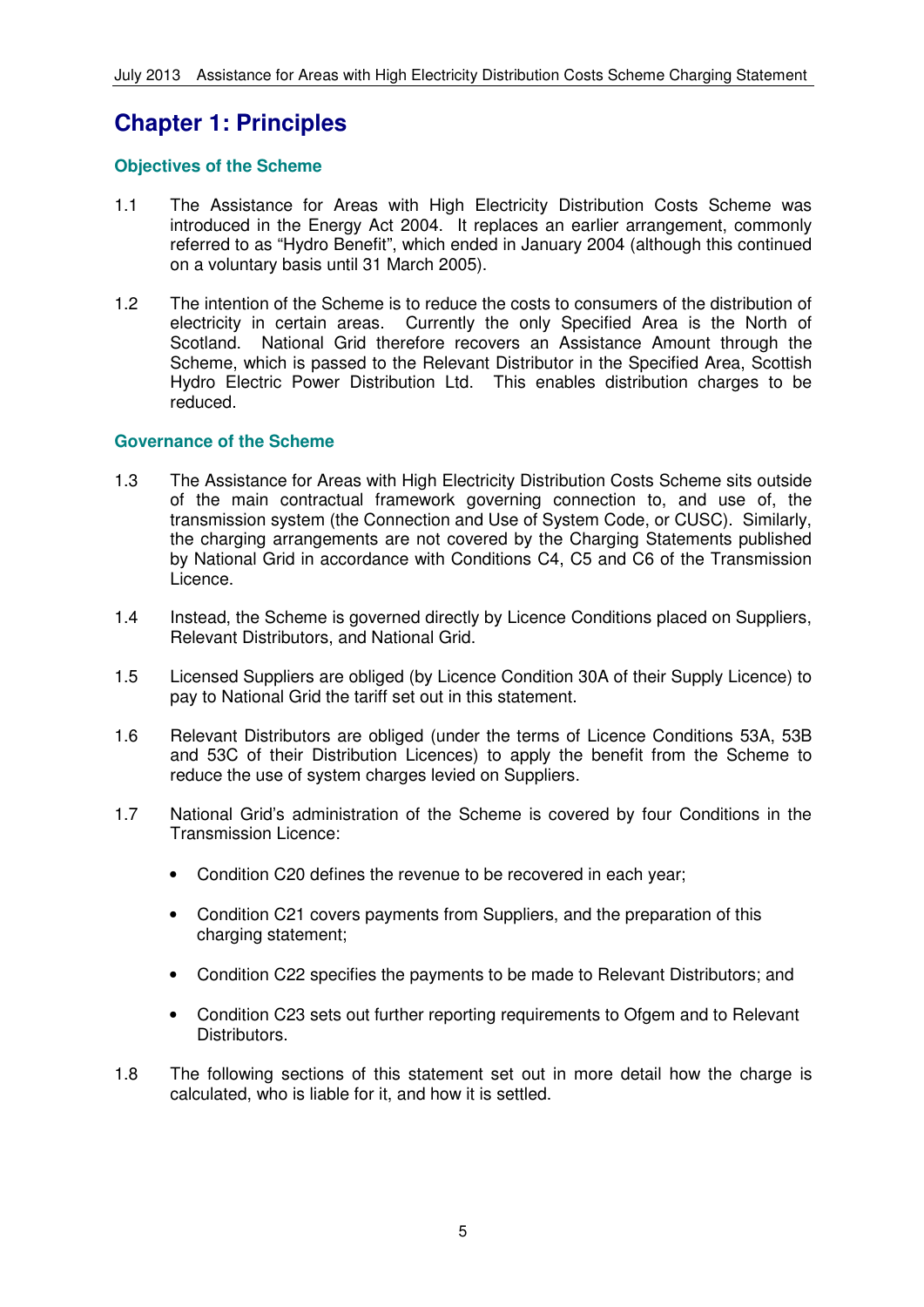# Chapter 1: Principles

## Objectives of the Scheme

1.1 The Assistance for Areas with High Electricity Distribution Costs Scheme was introduced in the Energy Act 2004. It replaces an earlier arrangement, commonly referred to as "Hydro Benefit", which ended in January 2004 (although this continued on a voluntary basis until 31 March 2005).

1.2 The intention of the Scheme is to reduce the costs to consumers of the distribution of electricity in certain areas. Currently the only Specified Area is the North of Scotland. National Grid therefore recovers an Assistance Amount through the Scheme, which is passed to the Relevant Distributor in the Specified Area, Scottish Hydro Electric Power Distribution Ltd. This enables distribution charges to be reduced.

## Governance of the Scheme

1.3 The Assistance for Areas with High Electricity Distribution Costs Scheme sits outside of the main contractual framework governing connection to, and use of, the transmission system (the Connection and Use of System Code, or CUSC). Similarly, the charging arrangements are not covered by the Charging Statements published by National Grid in accordance with Conditions C4, C5 and C6 of the Transmission Licence.

1.4 Instead, the Scheme is governed directly by Licence Conditions placed on Suppliers, Relevant Distributors, and National Grid.

1.5 Licensed Suppliers are obliged (by Licence Condition 30A of their Supply Licence) to pay to National Grid the tariff set out in this statement.

1.6 Relevant Distributors are obliged (under the terms of Licence Conditions 53A, 53B and 53C of their Distribution Licences) to apply the benefit from the Scheme to reduce the use of system charges levied on Suppliers.

1.7 National Grid's administration of the Scheme is covered by four Conditions in the Transmission Licence:

- Condition C20 defines the revenue to be recovered in each year;
- Condition C21 covers payments from Suppliers, and the preparation of this charging statement;
- Condition C22 specifies the payments to be made to Relevant Distributors; and
- Condition C23 sets out further reporting requirements to Ofgem and to Relevant Distributors.

1.8 The following sections of this statement set out in more detail how the charge is calculated, who is liable for it, and how it is settled.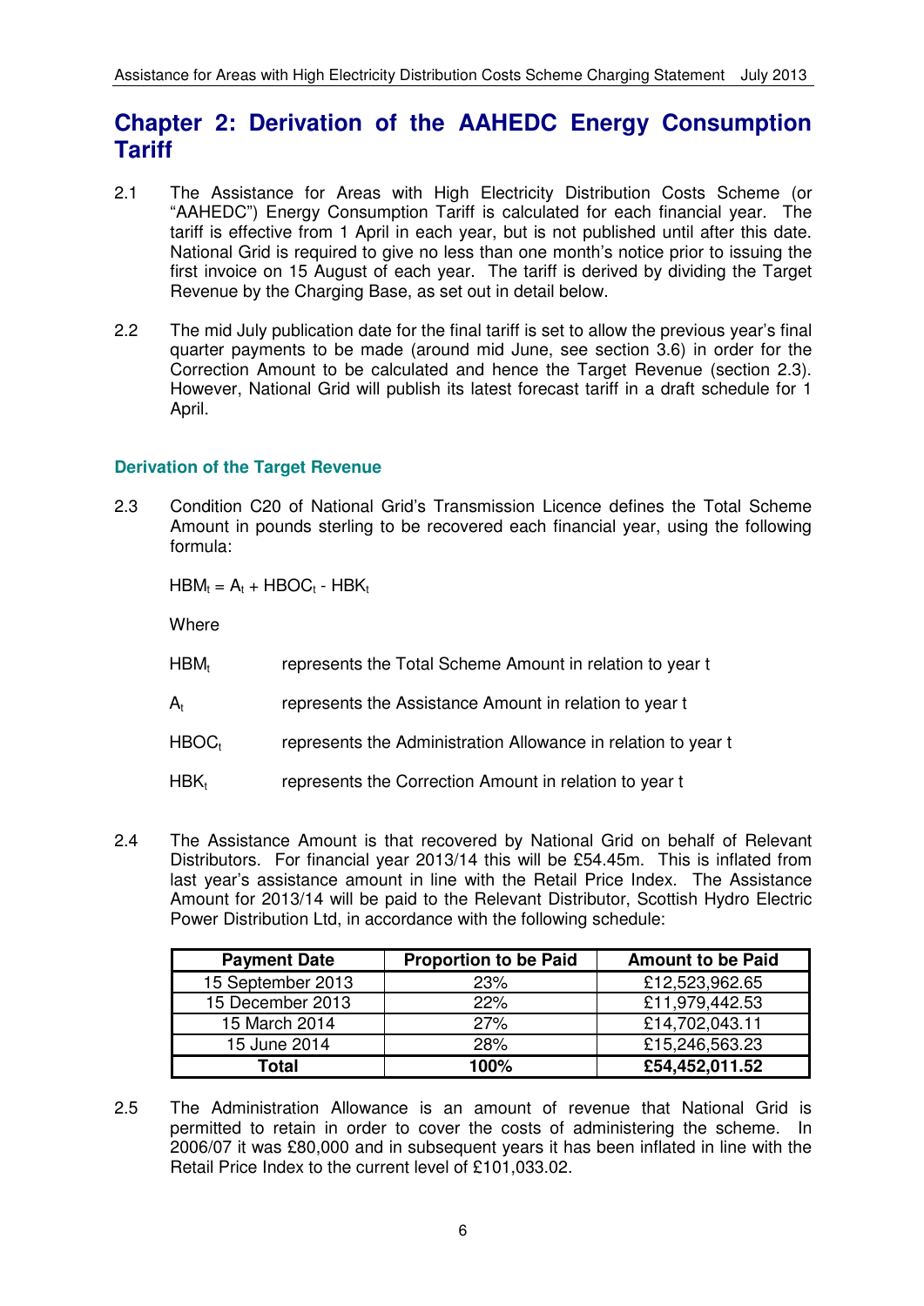# Chapter 2: Derivation of the AAHEDC Energy Consumption Tariff

2.1 The Assistance for Areas with High Electricity Distribution Costs Scheme (or "AAHEDC") Energy Consumption Tariff is calculated for each financial year. The tariff is effective from 1 April in each year, but is not published until after this date. National Grid is required to give no less than one month's notice prior to issuing the first invoice on 15 August of each year. The tariff is derived by dividing the Target Revenue by the Charging Base, as set out in detail below.

2.2 The mid July publication date for the final tariff is set to allow the previous year's final quarter payments to be made (around mid June, see section 3.6) in order for the Correction Amount to be calculated and hence the Target Revenue (section 2.3). However, National Grid will publish its latest forecast tariff in a draft schedule for 1 April.

### Derivation of the Target Revenue

2.3 Condition C20 of National Grid's Transmission Licence defines the Total Scheme Amount in pounds sterling to be recovered each financial year, using the following formula:

$$HBM_t = A_t + HBOC_t - HBK_t$$

Where

| | |
|---|---|
| $HBM_t$ | represents the Total Scheme Amount in relation to year t |
| $A_t$ | represents the Assistance Amount in relation to year t |
| $HBOC_t$ | represents the Administration Allowance in relation to year t |
| $HBK_t$ | represents the Correction Amount in relation to year t |

2.4 The Assistance Amount is that recovered by National Grid on behalf of Relevant Distributors. For financial year 2013/14 this will be £54.45m. This is inflated from last year's assistance amount in line with the Retail Price Index. The Assistance Amount for 2013/14 will be paid to the Relevant Distributor, Scottish Hydro Electric Power Distribution Ltd, in accordance with the following schedule:

| Payment Date | Proportion to be Paid | Amount to be Paid |
|---|---|---|
| 15 September 2013 | 23% | £12,523,962.65 |
| 15 December 2013 | 22% | £11,979,442.53 |
| 15 March 2014 | 27% | £14,702,043.11 |
| 15 June 2014 | 28% | £15,246,563.23 |
| **Total** | **100%** | **£54,452,011.52** |

2.5 The Administration Allowance is an amount of revenue that National Grid is permitted to retain in order to cover the costs of administering the scheme. In 2006/07 it was £80,000 and in subsequent years it has been inflated in line with the Retail Price Index to the current level of £101,033.02.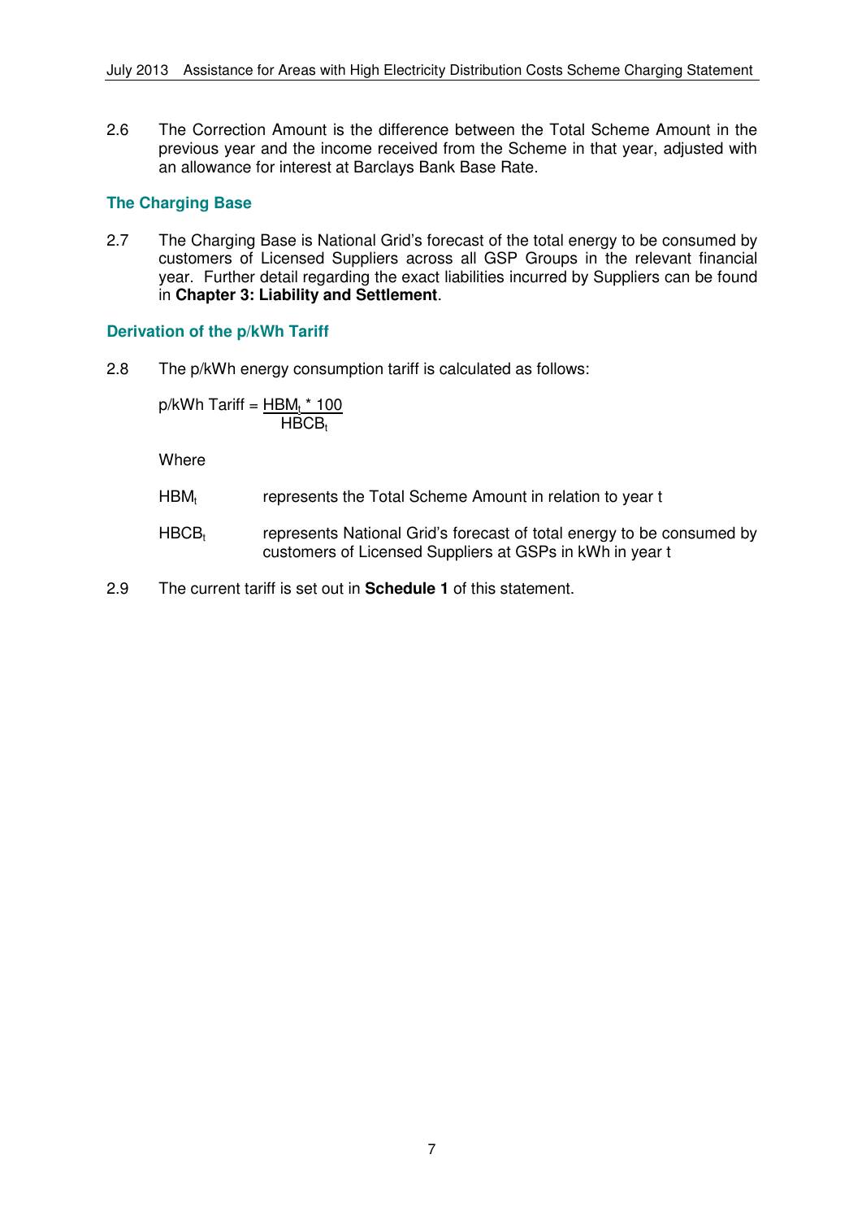2.6 The Correction Amount is the difference between the Total Scheme Amount in the previous year and the income received from the Scheme in that year, adjusted with an allowance for interest at Barclays Bank Base Rate.

## The Charging Base

2.7 The Charging Base is National Grid's forecast of the total energy to be consumed by customers of Licensed Suppliers across all GSP Groups in the relevant financial year. Further detail regarding the exact liabilities incurred by Suppliers can be found in **Chapter 3: Liability and Settlement**.

## Derivation of the p/kWh Tariff

2.8 The p/kWh energy consumption tariff is calculated as follows:

$$\text{p/kWh Tariff} = \frac{HBM_t * 100}{HBCB_t}$$

Where

$HBM_t$ represents the Total Scheme Amount in relation to year t

$HBCB_t$ represents National Grid's forecast of total energy to be consumed by customers of Licensed Suppliers at GSPs in kWh in year t

2.9 The current tariff is set out in **Schedule 1** of this statement.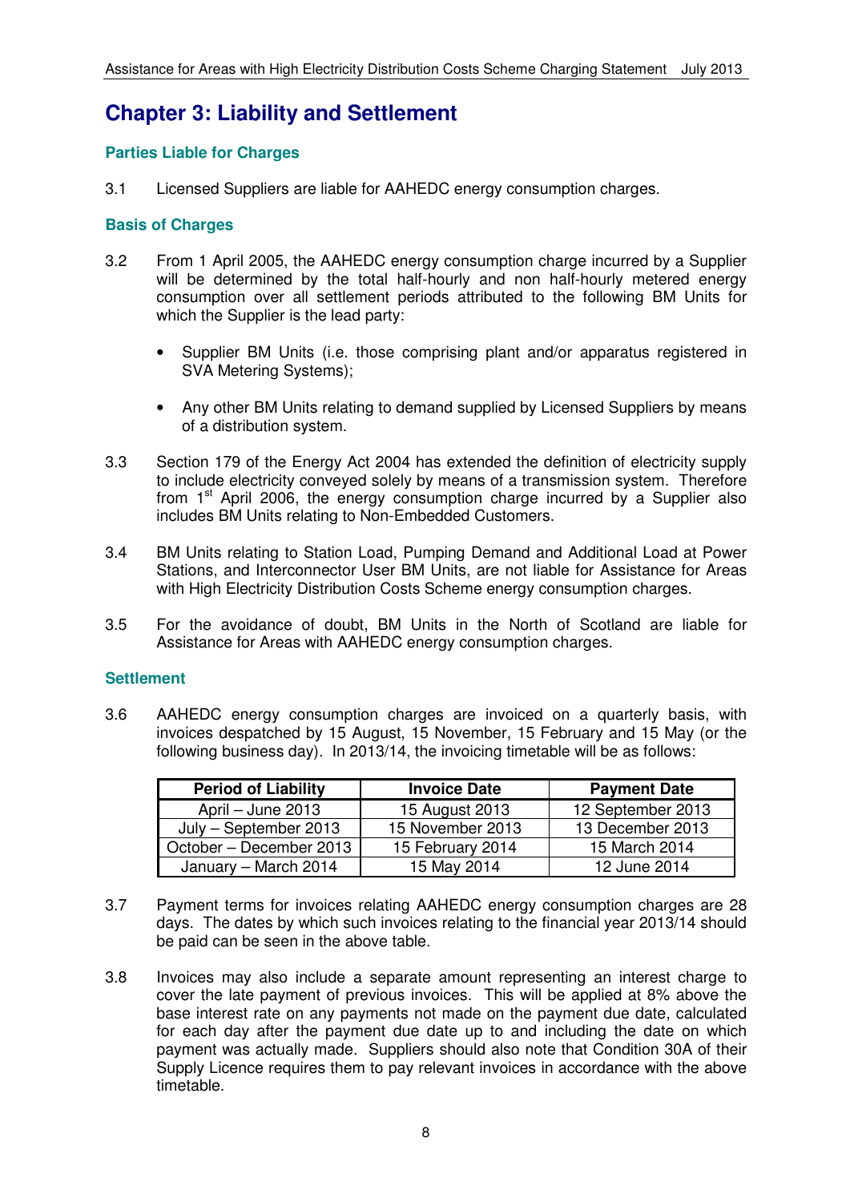# Chapter 3: Liability and Settlement

### Parties Liable for Charges

3.1 Licensed Suppliers are liable for AAHEDC energy consumption charges.

### Basis of Charges

3.2 From 1 April 2005, the AAHEDC energy consumption charge incurred by a Supplier will be determined by the total half-hourly and non half-hourly metered energy consumption over all settlement periods attributed to the following BM Units for which the Supplier is the lead party:

- Supplier BM Units (i.e. those comprising plant and/or apparatus registered in SVA Metering Systems);
- Any other BM Units relating to demand supplied by Licensed Suppliers by means of a distribution system.

3.3 Section 179 of the Energy Act 2004 has extended the definition of electricity supply to include electricity conveyed solely by means of a transmission system. Therefore from 1st April 2006, the energy consumption charge incurred by a Supplier also includes BM Units relating to Non-Embedded Customers.

3.4 BM Units relating to Station Load, Pumping Demand and Additional Load at Power Stations, and Interconnector User BM Units, are not liable for Assistance for Areas with High Electricity Distribution Costs Scheme energy consumption charges.

3.5 For the avoidance of doubt, BM Units in the North of Scotland are liable for Assistance for Areas with AAHEDC energy consumption charges.

### Settlement

3.6 AAHEDC energy consumption charges are invoiced on a quarterly basis, with invoices despatched by 15 August, 15 November, 15 February and 15 May (or the following business day). In 2013/14, the invoicing timetable will be as follows:

| Period of Liability | Invoice Date | Payment Date |
|---|---|---|
| April – June 2013 | 15 August 2013 | 12 September 2013 |
| July – September 2013 | 15 November 2013 | 13 December 2013 |
| October – December 2013 | 15 February 2014 | 15 March 2014 |
| January – March 2014 | 15 May 2014 | 12 June 2014 |

3.7 Payment terms for invoices relating AAHEDC energy consumption charges are 28 days. The dates by which such invoices relating to the financial year 2013/14 should be paid can be seen in the above table.

3.8 Invoices may also include a separate amount representing an interest charge to cover the late payment of previous invoices. This will be applied at 8% above the base interest rate on any payments not made on the payment due date, calculated for each day after the payment due date up to and including the date on which payment was actually made. Suppliers should also note that Condition 30A of their Supply Licence requires them to pay relevant invoices in accordance with the above timetable.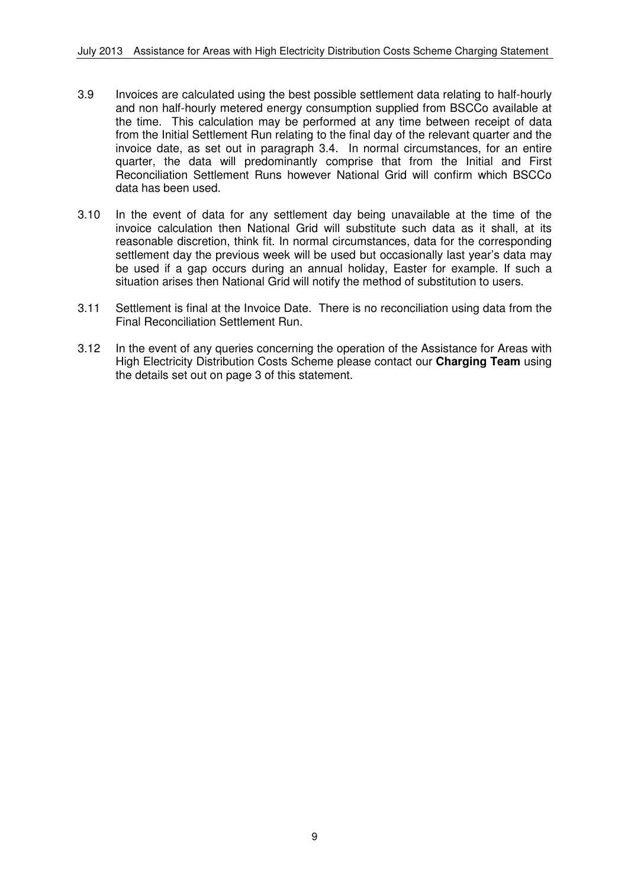3.9 Invoices are calculated using the best possible settlement data relating to half-hourly and non half-hourly metered energy consumption supplied from BSCCo available at the time. This calculation may be performed at any time between receipt of data from the Initial Settlement Run relating to the final day of the relevant quarter and the invoice date, as set out in paragraph 3.4. In normal circumstances, for an entire quarter, the data will predominantly comprise that from the Initial and First Reconciliation Settlement Runs however National Grid will confirm which BSCCo data has been used.

3.10 In the event of data for any settlement day being unavailable at the time of the invoice calculation then National Grid will substitute such data as it shall, at its reasonable discretion, think fit. In normal circumstances, data for the corresponding settlement day the previous week will be used but occasionally last year's data may be used if a gap occurs during an annual holiday, Easter for example. If such a situation arises then National Grid will notify the method of substitution to users.

3.11 Settlement is final at the Invoice Date. There is no reconciliation using data from the Final Reconciliation Settlement Run.

3.12 In the event of any queries concerning the operation of the Assistance for Areas with High Electricity Distribution Costs Scheme please contact our **Charging Team** using the details set out on page 3 of this statement.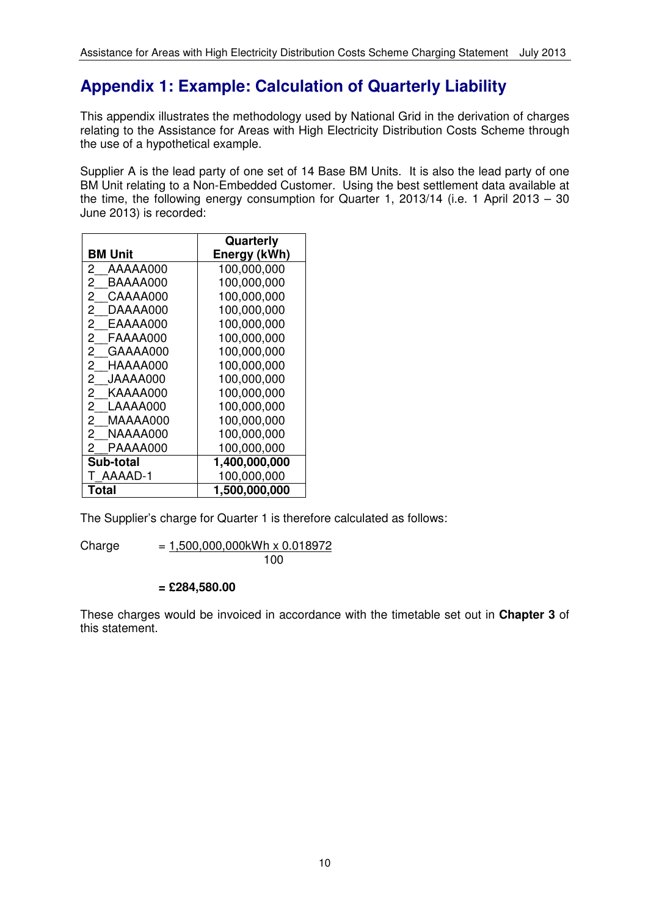## Appendix 1: Example: Calculation of Quarterly Liability

This appendix illustrates the methodology used by National Grid in the derivation of charges relating to the Assistance for Areas with High Electricity Distribution Costs Scheme through the use of a hypothetical example.

Supplier A is the lead party of one set of 14 Base BM Units. It is also the lead party of one BM Unit relating to a Non-Embedded Customer. Using the best settlement data available at the time, the following energy consumption for Quarter 1, 2013/14 (i.e. 1 April 2013 – 30 June 2013) is recorded:

| BM Unit | Quarterly Energy (kWh) |
|---|---|
| 2__AAAAA000 | 100,000,000 |
| 2__BAAAA000 | 100,000,000 |
| 2__CAAAA000 | 100,000,000 |
| 2__DAAAA000 | 100,000,000 |
| 2__EAAAA000 | 100,000,000 |
| 2__FAAAA000 | 100,000,000 |
| 2__GAAAA000 | 100,000,000 |
| 2__HAAAA000 | 100,000,000 |
| 2__JAAAA000 | 100,000,000 |
| 2__KAAAA000 | 100,000,000 |
| 2__LAAAA000 | 100,000,000 |
| 2__MAAAA000 | 100,000,000 |
| 2__NAAAA000 | 100,000,000 |
| 2__PAAAA000 | 100,000,000 |
| **Sub-total** | **1,400,000,000** |
| T_AAAD-1 | 100,000,000 |
| **Total** | **1,500,000,000** |

The Supplier's charge for Quarter 1 is therefore calculated as follows:

$$\text{Charge} = \frac{1{,}500{,}000{,}000\text{kWh} \times 0.018972}{100}$$

**= £284,580.00**

These charges would be invoiced in accordance with the timetable set out in **Chapter 3** of this statement.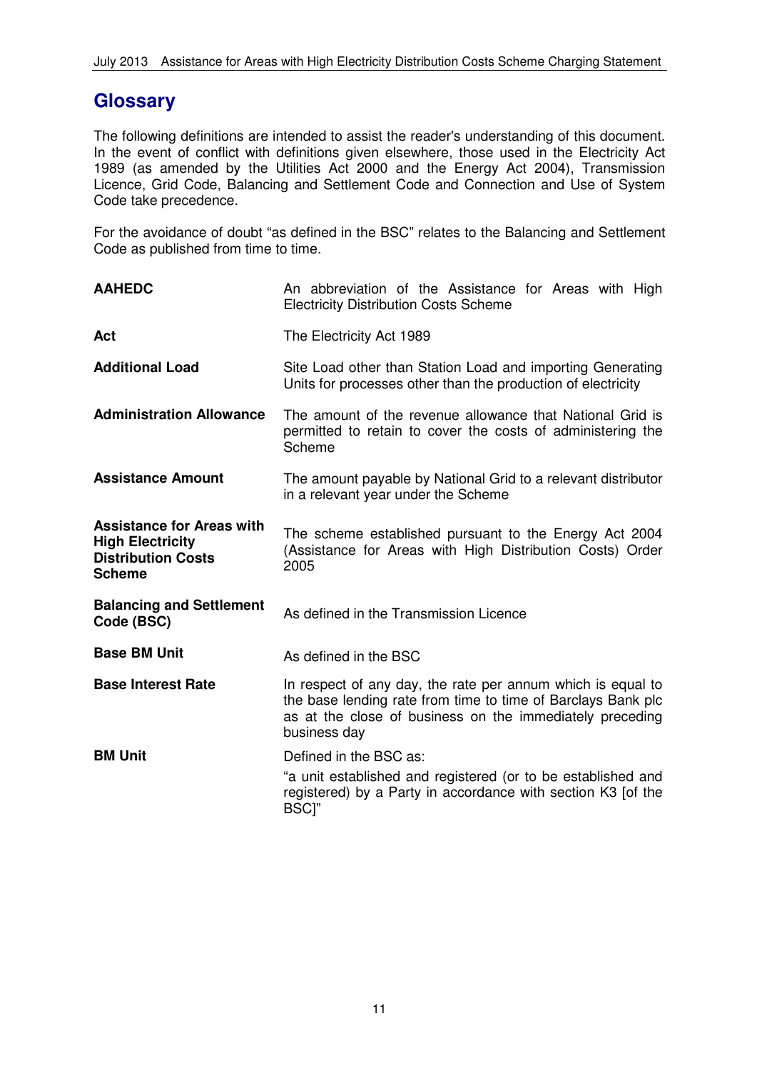# Glossary

The following definitions are intended to assist the reader's understanding of this document. In the event of conflict with definitions given elsewhere, those used in the Electricity Act 1989 (as amended by the Utilities Act 2000 and the Energy Act 2004), Transmission Licence, Grid Code, Balancing and Settlement Code and Connection and Use of System Code take precedence.

For the avoidance of doubt "as defined in the BSC" relates to the Balancing and Settlement Code as published from time to time.

| | |
|---|---|
| **AAHEDC** | An abbreviation of the Assistance for Areas with High Electricity Distribution Costs Scheme |
| **Act** | The Electricity Act 1989 |
| **Additional Load** | Site Load other than Station Load and importing Generating Units for processes other than the production of electricity |
| **Administration Allowance** | The amount of the revenue allowance that National Grid is permitted to retain to cover the costs of administering the Scheme |
| **Assistance Amount** | The amount payable by National Grid to a relevant distributor in a relevant year under the Scheme |
| **Assistance for Areas with High Electricity Distribution Costs Scheme** | The scheme established pursuant to the Energy Act 2004 (Assistance for Areas with High Distribution Costs) Order 2005 |
| **Balancing and Settlement Code (BSC)** | As defined in the Transmission Licence |
| **Base BM Unit** | As defined in the BSC |
| **Base Interest Rate** | In respect of any day, the rate per annum which is equal to the base lending rate from time to time of Barclays Bank plc as at the close of business on the immediately preceding business day |
| **BM Unit** | Defined in the BSC as:<br>"a unit established and registered (or to be established and registered) by a Party in accordance with section K3 [of the BSC]" |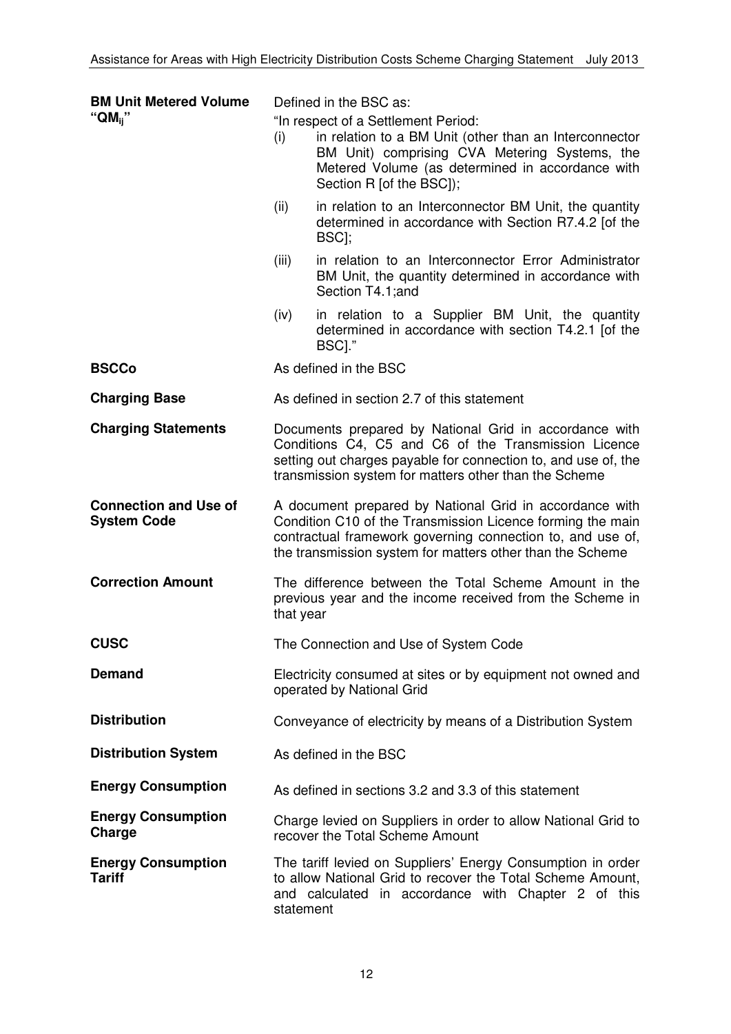| | |
|---|---|
| **BM Unit Metered Volume "$QM_{ij}$"** | Defined in the BSC as:<br>"In respect of a Settlement Period:<br>(i) in relation to a BM Unit (other than an Interconnector BM Unit) comprising CVA Metering Systems, the Metered Volume (as determined in accordance with Section R [of the BSC]);<br>(ii) in relation to an Interconnector BM Unit, the quantity determined in accordance with Section R7.4.2 [of the BSC];<br>(iii) in relation to an Interconnector Error Administrator BM Unit, the quantity determined in accordance with Section T4.1;and<br>(iv) in relation to a Supplier BM Unit, the quantity determined in accordance with section T4.2.1 [of the BSC]." |
| **BSCCo** | As defined in the BSC |
| **Charging Base** | As defined in section 2.7 of this statement |
| **Charging Statements** | Documents prepared by National Grid in accordance with Conditions C4, C5 and C6 of the Transmission Licence setting out charges payable for connection to, and use of, the transmission system for matters other than the Scheme |
| **Connection and Use of System Code** | A document prepared by National Grid in accordance with Condition C10 of the Transmission Licence forming the main contractual framework governing connection to, and use of, the transmission system for matters other than the Scheme |
| **Correction Amount** | The difference between the Total Scheme Amount in the previous year and the income received from the Scheme in that year |
| **CUSC** | The Connection and Use of System Code |
| **Demand** | Electricity consumed at sites or by equipment not owned and operated by National Grid |
| **Distribution** | Conveyance of electricity by means of a Distribution System |
| **Distribution System** | As defined in the BSC |
| **Energy Consumption** | As defined in sections 3.2 and 3.3 of this statement |
| **Energy Consumption Charge** | Charge levied on Suppliers in order to allow National Grid to recover the Total Scheme Amount |
| **Energy Consumption Tariff** | The tariff levied on Suppliers' Energy Consumption in order to allow National Grid to recover the Total Scheme Amount, and calculated in accordance with Chapter 2 of this statement |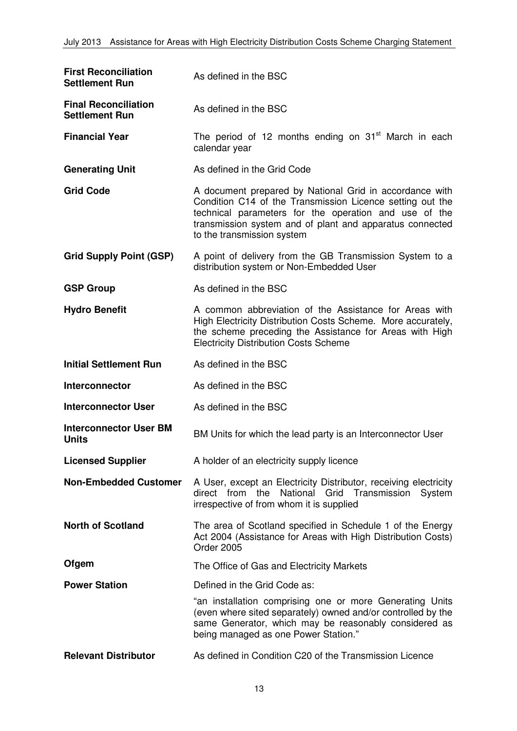| | |
|---|---|
| **First Reconciliation Settlement Run** | As defined in the BSC |
| **Final Reconciliation Settlement Run** | As defined in the BSC |
| **Financial Year** | The period of 12 months ending on 31st March in each calendar year |
| **Generating Unit** | As defined in the Grid Code |
| **Grid Code** | A document prepared by National Grid in accordance with Condition C14 of the Transmission Licence setting out the technical parameters for the operation and use of the transmission system and of plant and apparatus connected to the transmission system |
| **Grid Supply Point (GSP)** | A point of delivery from the GB Transmission System to a distribution system or Non-Embedded User |
| **GSP Group** | As defined in the BSC |
| **Hydro Benefit** | A common abbreviation of the Assistance for Areas with High Electricity Distribution Costs Scheme. More accurately, the scheme preceding the Assistance for Areas with High Electricity Distribution Costs Scheme |
| **Initial Settlement Run** | As defined in the BSC |
| **Interconnector** | As defined in the BSC |
| **Interconnector User** | As defined in the BSC |
| **Interconnector User BM Units** | BM Units for which the lead party is an Interconnector User |
| **Licensed Supplier** | A holder of an electricity supply licence |
| **Non-Embedded Customer** | A User, except an Electricity Distributor, receiving electricity direct from the National Grid Transmission System irrespective of from whom it is supplied |
| **North of Scotland** | The area of Scotland specified in Schedule 1 of the Energy Act 2004 (Assistance for Areas with High Distribution Costs) Order 2005 |
| **Ofgem** | The Office of Gas and Electricity Markets |
| **Power Station** | Defined in the Grid Code as: "an installation comprising one or more Generating Units (even where sited separately) owned and/or controlled by the same Generator, which may be reasonably considered as being managed as one Power Station." |
| **Relevant Distributor** | As defined in Condition C20 of the Transmission Licence |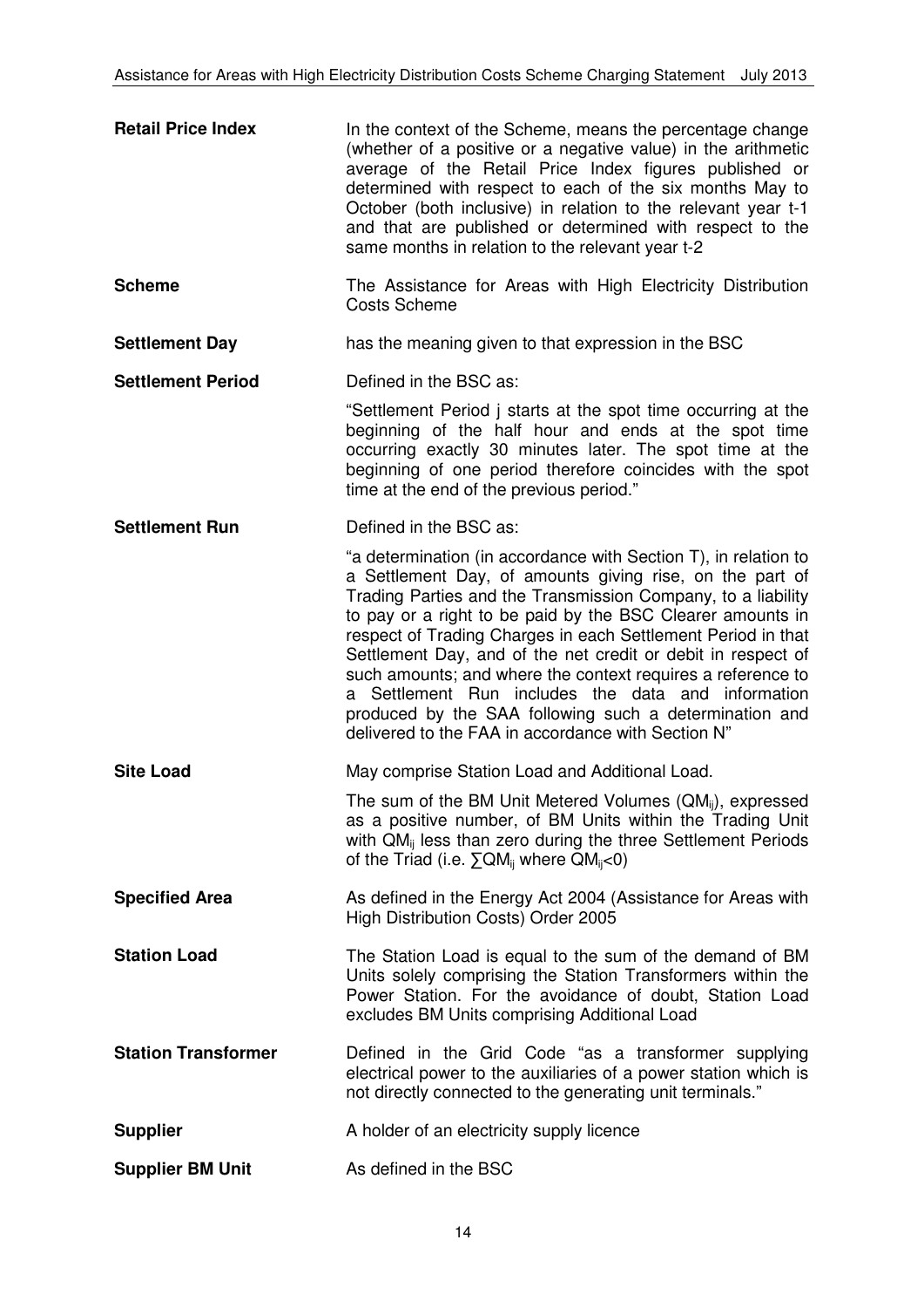| | |
|---|---|
| **Retail Price Index** | In the context of the Scheme, means the percentage change (whether of a positive or a negative value) in the arithmetic average of the Retail Price Index figures published or determined with respect to each of the six months May to October (both inclusive) in relation to the relevant year t-1 and that are published or determined with respect to the same months in relation to the relevant year t-2 |
| **Scheme** | The Assistance for Areas with High Electricity Distribution Costs Scheme |
| **Settlement Day** | has the meaning given to that expression in the BSC |
| **Settlement Period** | Defined in the BSC as:<br><br>"Settlement Period j starts at the spot time occurring at the beginning of the half hour and ends at the spot time occurring exactly 30 minutes later. The spot time at the beginning of one period therefore coincides with the spot time at the end of the previous period." |
| **Settlement Run** | Defined in the BSC as:<br><br>"a determination (in accordance with Section T), in relation to a Settlement Day, of amounts giving rise, on the part of Trading Parties and the Transmission Company, to a liability to pay or a right to be paid by the BSC Clearer amounts in respect of Trading Charges in each Settlement Period in that Settlement Day, and of the net credit or debit in respect of such amounts; and where the context requires a reference to a Settlement Run includes the data and information produced by the SAA following such a determination and delivered to the FAA in accordance with Section N" |
| **Site Load** | May comprise Station Load and Additional Load.<br><br>The sum of the BM Unit Metered Volumes ($QM_{ij}$), expressed as a positive number, of BM Units within the Trading Unit with $QM_{ij}$ less than zero during the three Settlement Periods of the Triad (i.e. $\sum QM_{ij}$ where $QM_{ij}<0$) |
| **Specified Area** | As defined in the Energy Act 2004 (Assistance for Areas with High Distribution Costs) Order 2005 |
| **Station Load** | The Station Load is equal to the sum of the demand of BM Units solely comprising the Station Transformers within the Power Station. For the avoidance of doubt, Station Load excludes BM Units comprising Additional Load |
| **Station Transformer** | Defined in the Grid Code "as a transformer supplying electrical power to the auxiliaries of a power station which is not directly connected to the generating unit terminals." |
| **Supplier** | A holder of an electricity supply licence |
| **Supplier BM Unit** | As defined in the BSC |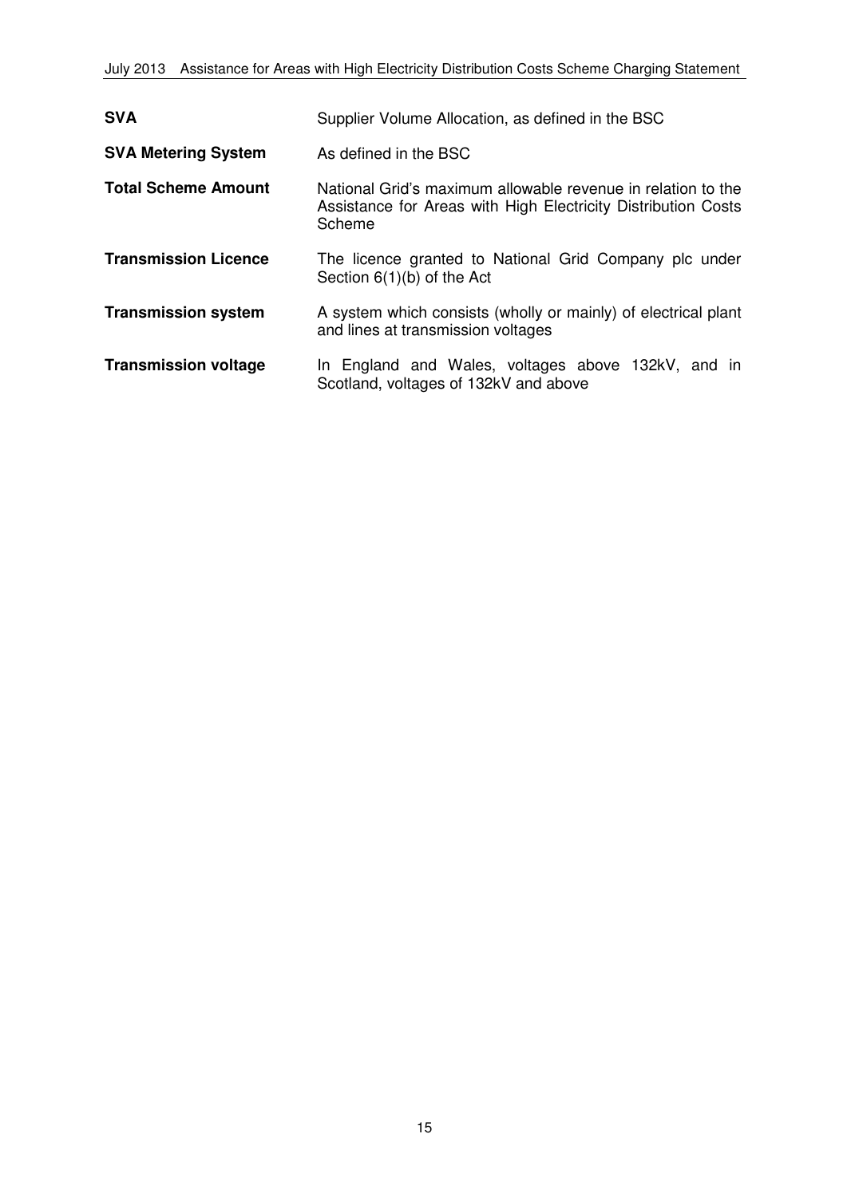| | |
|---|---|
| **SVA** | Supplier Volume Allocation, as defined in the BSC |
| **SVA Metering System** | As defined in the BSC |
| **Total Scheme Amount** | National Grid's maximum allowable revenue in relation to the Assistance for Areas with High Electricity Distribution Costs Scheme |
| **Transmission Licence** | The licence granted to National Grid Company plc under Section 6(1)(b) of the Act |
| **Transmission system** | A system which consists (wholly or mainly) of electrical plant and lines at transmission voltages |
| **Transmission voltage** | In England and Wales, voltages above 132kV, and in Scotland, voltages of 132kV and above |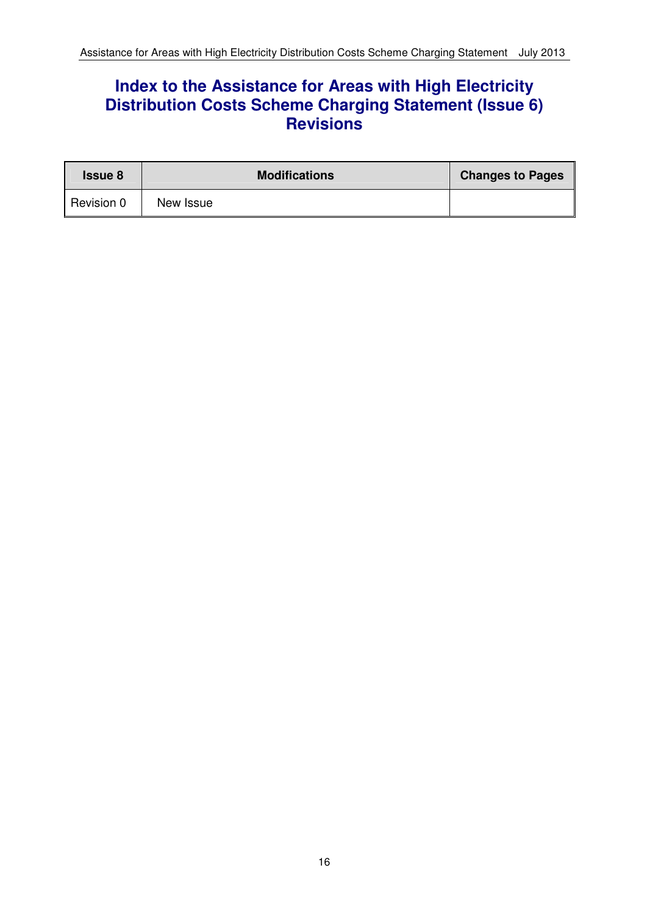# Index to the Assistance for Areas with High Electricity Distribution Costs Scheme Charging Statement (Issue 6) Revisions

| Issue 8 | Modifications | Changes to Pages |
| --- | --- | --- |
| Revision 0 | New Issue | |